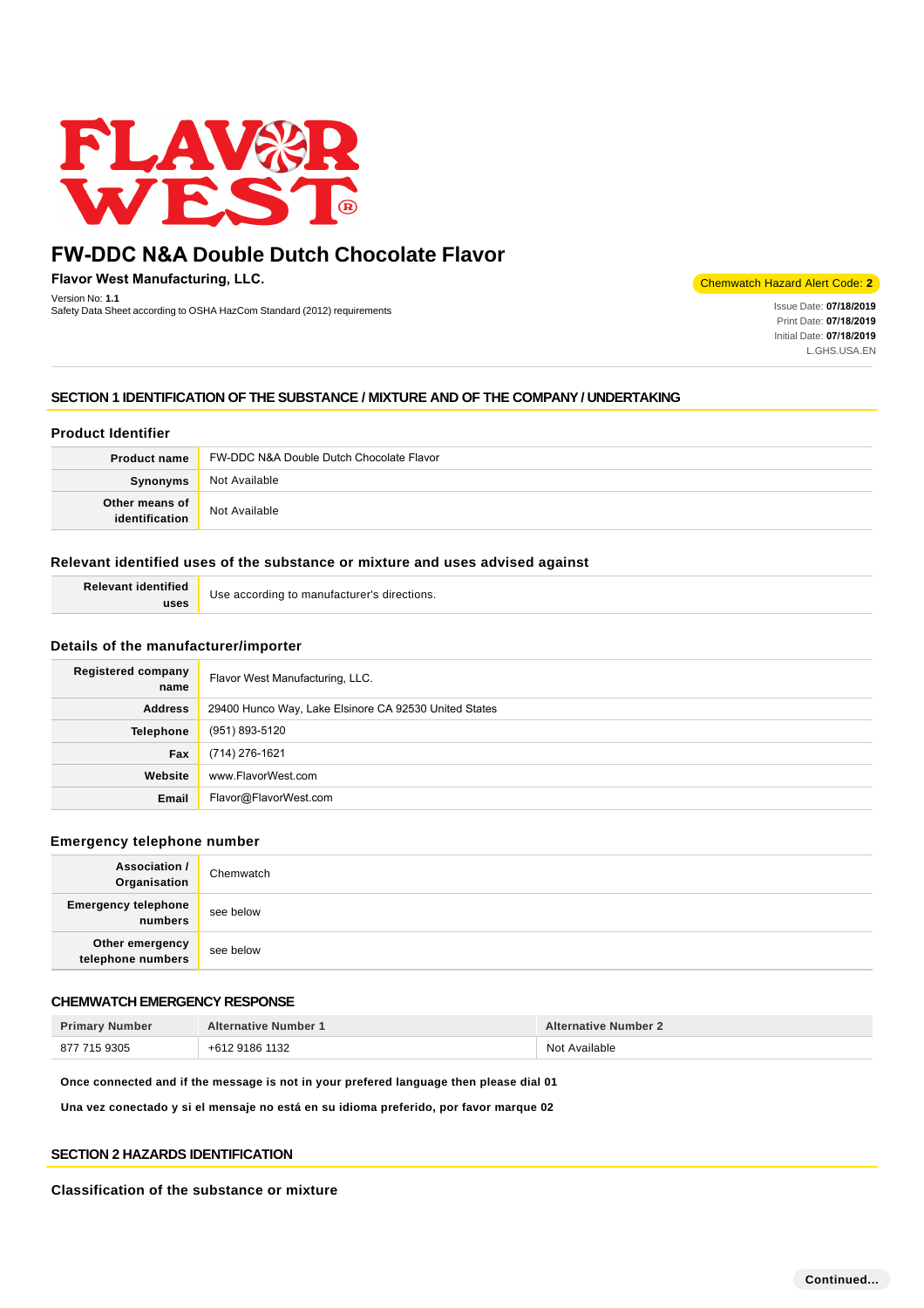# FW-DDC N&A Double Dutch Chocolate Flavor

**Flavor West Manufacturing, LLC.**

Version No: **1.1**
Safety Data Sheet according to OSHA HazCom Standard (2012) requirements

Chemwatch Hazard Alert Code: **2**

Issue Date: **07/18/2019**
Print Date: **07/18/2019**
Initial Date: **07/18/2019**
L.GHS.USA.EN

## SECTION 1 IDENTIFICATION OF THE SUBSTANCE / MIXTURE AND OF THE COMPANY / UNDERTAKING

### Product Identifier

| | |
|---|---|
| **Product name** | FW-DDC N&A Double Dutch Chocolate Flavor |
| **Synonyms** | Not Available |
| **Other means of identification** | Not Available |

### Relevant identified uses of the substance or mixture and uses advised against

| | |
|---|---|
| **Relevant identified uses** | Use according to manufacturer's directions. |

### Details of the manufacturer/importer

| | |
|---|---|
| **Registered company name** | Flavor West Manufacturing, LLC. |
| **Address** | 29400 Hunco Way, Lake Elsinore CA 92530 United States |
| **Telephone** | (951) 893-5120 |
| **Fax** | (714) 276-1621 |
| **Website** | www.FlavorWest.com |
| **Email** | Flavor@FlavorWest.com |

### Emergency telephone number

| | |
|---|---|
| **Association / Organisation** | Chemwatch |
| **Emergency telephone numbers** | see below |
| **Other emergency telephone numbers** | see below |

### CHEMWATCH EMERGENCY RESPONSE

| Primary Number | Alternative Number 1 | Alternative Number 2 |
|---|---|---|
| 877 715 9305 | +612 9186 1132 | Not Available |

**Once connected and if the message is not in your prefered language then please dial 01**

**Una vez conectado y si el mensaje no está en su idioma preferido, por favor marque 02**

## SECTION 2 HAZARDS IDENTIFICATION

### Classification of the substance or mixture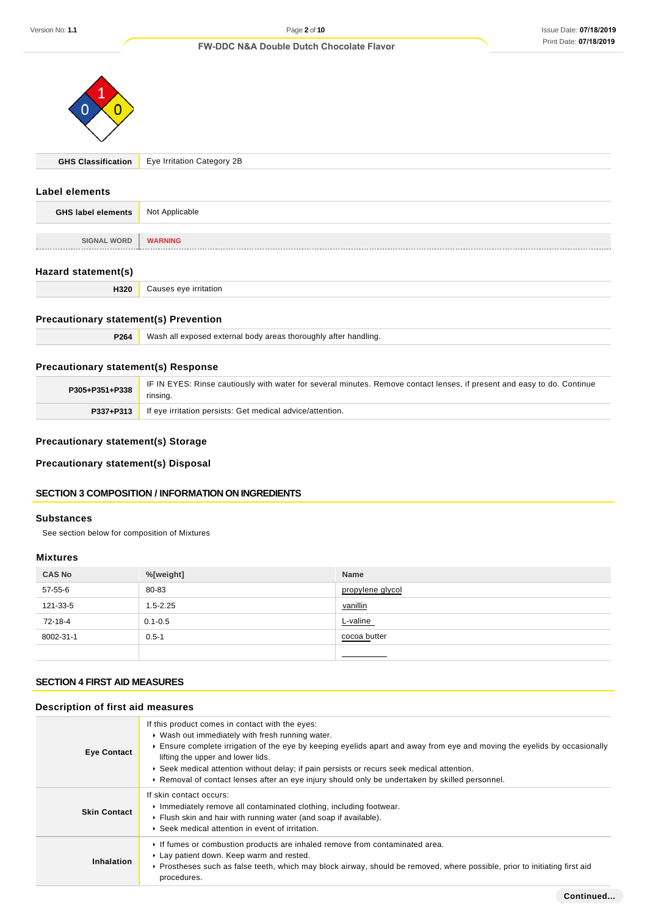| GHS Classification | Eye Irritation Category 2B |
|---|---|

## Label elements

| GHS label elements | Not Applicable |
|---|---|
| SIGNAL WORD | WARNING |

## Hazard statement(s)

| H320 | Causes eye irritation |
|---|---|

## Precautionary statement(s) Prevention

| P264 | Wash all exposed external body areas thoroughly after handling. |
|---|---|

## Precautionary statement(s) Response

| P305+P351+P338 | IF IN EYES: Rinse cautiously with water for several minutes. Remove contact lenses, if present and easy to do. Continue rinsing. |
|---|---|
| P337+P313 | If eye irritation persists: Get medical advice/attention. |

## Precautionary statement(s) Storage

## Precautionary statement(s) Disposal

# SECTION 3 COMPOSITION / INFORMATION ON INGREDIENTS

## Substances

See section below for composition of Mixtures

## Mixtures

| CAS No | %[weight] | Name |
|---|---|---|
| 57-55-6 | 80-83 | propylene glycol |
| 121-33-5 | 1.5-2.25 | vanillin |
| 72-18-4 | 0.1-0.5 | L-valine |
| 8002-31-1 | 0.5-1 | cocoa butter |
| | | |

# SECTION 4 FIRST AID MEASURES

## Description of first aid measures

| | |
|---|---|
| Eye Contact | If this product comes in contact with the eyes:<br>▸ Wash out immediately with fresh running water.<br>▸ Ensure complete irrigation of the eye by keeping eyelids apart and away from eye and moving the eyelids by occasionally lifting the upper and lower lids.<br>▸ Seek medical attention without delay; if pain persists or recurs seek medical attention.<br>▸ Removal of contact lenses after an eye injury should only be undertaken by skilled personnel. |
| Skin Contact | If skin contact occurs:<br>▸ Immediately remove all contaminated clothing, including footwear.<br>▸ Flush skin and hair with running water (and soap if available).<br>▸ Seek medical attention in event of irritation. |
| Inhalation | ▸ If fumes or combustion products are inhaled remove from contaminated area.<br>▸ Lay patient down. Keep warm and rested.<br>▸ Prostheses such as false teeth, which may block airway, should be removed, where possible, prior to initiating first aid procedures. |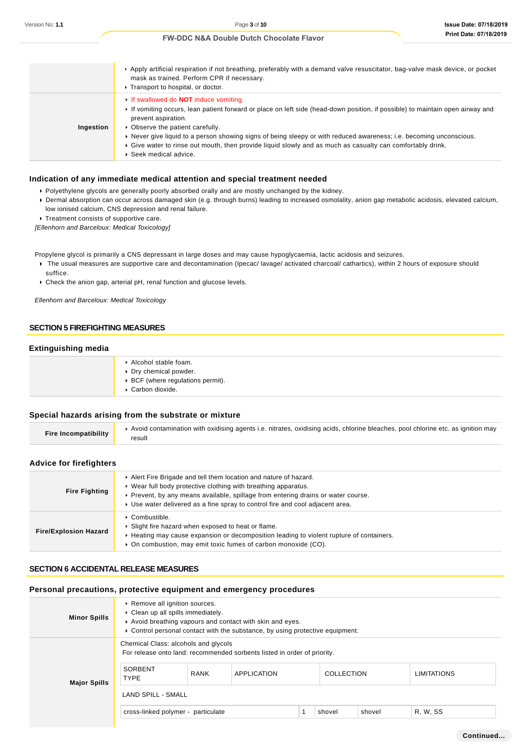| | |
|---|---|
| | - Apply artificial respiration if not breathing, preferably with a demand valve resuscitator, bag-valve mask device, or pocket mask as trained. Perform CPR if necessary.<br>- Transport to hospital, or doctor. |
| **Ingestion** | - If swallowed do **NOT** induce vomiting.<br>- If vomiting occurs, lean patient forward or place on left side (head-down position, if possible) to maintain open airway and prevent aspiration.<br>- Observe the patient carefully.<br>- Never give liquid to a person showing signs of being sleepy or with reduced awareness; i.e. becoming unconscious.<br>- Give water to rinse out mouth, then provide liquid slowly and as much as casualty can comfortably drink.<br>- Seek medical advice. |

### Indication of any immediate medical attention and special treatment needed

- Polyethylene glycols are generally poorly absorbed orally and are mostly unchanged by the kidney.
- Dermal absorption can occur across damaged skin (e.g. through burns) leading to increased osmolality, anion gap metabolic acidosis, elevated calcium, low ionised calcium, CNS depression and renal failure.
- Treatment consists of supportive care.

*[Ellenhorn and Barceloux: Medical Toxicology]*

Propylene glycol is primarily a CNS depressant in large doses and may cause hypoglycaemia, lactic acidosis and seizures.

- The usual measures are supportive care and decontamination (Ipecac/ lavage/ activated charcoal/ cathartics), within 2 hours of exposure should suffice.
- Check the anion gap, arterial pH, renal function and glucose levels.

*Ellenhorn and Barceloux: Medical Toxicology*

## SECTION 5 FIREFIGHTING MEASURES

### Extinguishing media

| | |
|---|---|
| | - Alcohol stable foam.<br>- Dry chemical powder.<br>- BCF (where regulations permit).<br>- Carbon dioxide. |

### Special hazards arising from the substrate or mixture

| | |
|---|---|
| **Fire Incompatibility** | - Avoid contamination with oxidising agents i.e. nitrates, oxidising acids, chlorine bleaches, pool chlorine etc. as ignition may result |

### Advice for firefighters

| | |
|---|---|
| **Fire Fighting** | - Alert Fire Brigade and tell them location and nature of hazard.<br>- Wear full body protective clothing with breathing apparatus.<br>- Prevent, by any means available, spillage from entering drains or water course.<br>- Use water delivered as a fine spray to control fire and cool adjacent area. |
| **Fire/Explosion Hazard** | - Combustible.<br>- Slight fire hazard when exposed to heat or flame.<br>- Heating may cause expansion or decomposition leading to violent rupture of containers.<br>- On combustion, may emit toxic fumes of carbon monoxide (CO). |

## SECTION 6 ACCIDENTAL RELEASE MEASURES

### Personal precautions, protective equipment and emergency procedures

| | |
|---|---|
| **Minor Spills** | - Remove all ignition sources.<br>- Clean up all spills immediately.<br>- Avoid breathing vapours and contact with skin and eyes.<br>- Control personal contact with the substance, by using protective equipment. |
| **Major Spills** | Chemical Class: alcohols and glycols<br>For release onto land: recommended sorbents listed in order of priority. |

| SORBENT TYPE | RANK | APPLICATION | COLLECTION | LIMITATIONS |
|---|---|---|---|---|
| LAND SPILL - SMALL | | | | |
| cross-linked polymer - particulate | 1 | shovel | shovel | R, W, SS |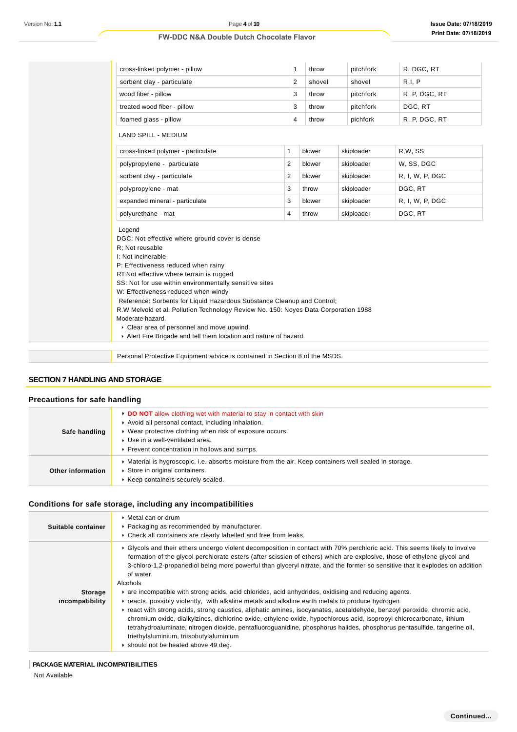| | | | | |
|---|---|---|---|---|
| cross-linked polymer - pillow | 1 | throw | pitchfork | R, DGC, RT |
| sorbent clay - particulate | 2 | shovel | shovel | R,I, P |
| wood fiber - pillow | 3 | throw | pitchfork | R, P, DGC, RT |
| treated wood fiber - pillow | 3 | throw | pitchfork | DGC, RT |
| foamed glass - pillow | 4 | throw | pichfork | R, P, DGC, RT |

LAND SPILL - MEDIUM

| | | | | |
|---|---|---|---|---|
| cross-linked polymer - particulate | 1 | blower | skiploader | R,W, SS |
| polypropylene - particulate | 2 | blower | skiploader | W, SS, DGC |
| sorbent clay - particulate | 2 | blower | skiploader | R, I, W, P, DGC |
| polypropylene - mat | 3 | throw | skiploader | DGC, RT |
| expanded mineral - particulate | 3 | blower | skiploader | R, I, W, P, DGC |
| polyurethane - mat | 4 | throw | skiploader | DGC, RT |

Legend
DGC: Not effective where ground cover is dense
R; Not reusable
I: Not incinerable
P: Effectiveness reduced when rainy
RT:Not effective where terrain is rugged
SS: Not for use within environmentally sensitive sites
W: Effectiveness reduced when windy
Reference: Sorbents for Liquid Hazardous Substance Cleanup and Control;
R.W Melvold et al: Pollution Technology Review No. 150: Noyes Data Corporation 1988
Moderate hazard.

- Clear area of personnel and move upwind.
- Alert Fire Brigade and tell them location and nature of hazard.

Personal Protective Equipment advice is contained in Section 8 of the MSDS.

## SECTION 7 HANDLING AND STORAGE

### Precautions for safe handling

| | |
|---|---|
| **Safe handling** | • **DO NOT** allow clothing wet with material to stay in contact with skin<br>• Avoid all personal contact, including inhalation.<br>• Wear protective clothing when risk of exposure occurs.<br>• Use in a well-ventilated area.<br>• Prevent concentration in hollows and sumps. |
| **Other information** | • Material is hygroscopic, i.e. absorbs moisture from the air. Keep containers well sealed in storage.<br>• Store in original containers.<br>• Keep containers securely sealed. |

### Conditions for safe storage, including any incompatibilities

| | |
|---|---|
| **Suitable container** | • Metal can or drum<br>• Packaging as recommended by manufacturer.<br>• Check all containers are clearly labelled and free from leaks. |
| **Storage incompatibility** | • Glycols and their ethers undergo violent decomposition in contact with 70% perchloric acid. This seems likely to involve formation of the glycol perchlorate esters (after scission of ethers) which are explosive, those of ethylene glycol and 3-chloro-1,2-propanediol being more powerful than glyceryl nitrate, and the former so sensitive that it explodes on addition of water.<br>Alcohols<br>• are incompatible with strong acids, acid chlorides, acid anhydrides, oxidising and reducing agents.<br>• reacts, possibly violently, with alkaline metals and alkaline earth metals to produce hydrogen<br>• react with strong acids, strong caustics, aliphatic amines, isocyanates, acetaldehyde, benzoyl peroxide, chromic acid, chromium oxide, dialkylzincs, dichlorine oxide, ethylene oxide, hypochlorous acid, isopropyl chlorocarbonate, lithium tetrahydroaluminate, nitrogen dioxide, pentafluoroguanidine, phosphorus halides, phosphorus pentasulfide, tangerine oil, triethylaluminium, triisobutylaluminium<br>• should not be heated above 49 deg. |

#### PACKAGE MATERIAL INCOMPATIBILITIES

Not Available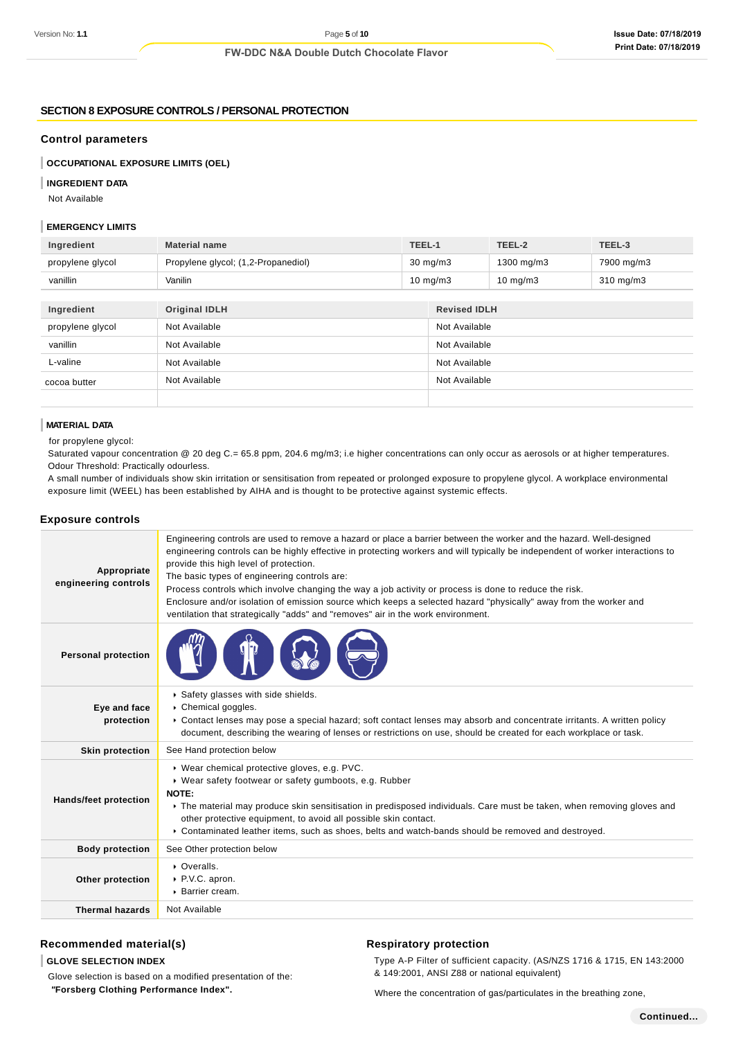## SECTION 8 EXPOSURE CONTROLS / PERSONAL PROTECTION

### Control parameters

#### OCCUPATIONAL EXPOSURE LIMITS (OEL)

#### INGREDIENT DATA

Not Available

#### EMERGENCY LIMITS

| Ingredient | Material name | TEEL-1 | TEEL-2 | TEEL-3 |
|---|---|---|---|---|
| propylene glycol | Propylene glycol; (1,2-Propanediol) | 30 mg/m3 | 1300 mg/m3 | 7900 mg/m3 |
| vanillin | Vanilin | 10 mg/m3 | 10 mg/m3 | 310 mg/m3 |

| Ingredient | Original IDLH | Revised IDLH |
|---|---|---|
| propylene glycol | Not Available | Not Available |
| vanillin | Not Available | Not Available |
| L-valine | Not Available | Not Available |
| cocoa butter | Not Available | Not Available |
| | | |

#### MATERIAL DATA

for propylene glycol:
Saturated vapour concentration @ 20 deg C.= 65.8 ppm, 204.6 mg/m3; i.e higher concentrations can only occur as aerosols or at higher temperatures.
Odour Threshold: Practically odourless.
A small number of individuals show skin irritation or sensitisation from repeated or prolonged exposure to propylene glycol. A workplace environmental exposure limit (WEEL) has been established by AIHA and is thought to be protective against systemic effects.

### Exposure controls

| | |
|---|---|
| **Appropriate engineering controls** | Engineering controls are used to remove a hazard or place a barrier between the worker and the hazard. Well-designed engineering controls can be highly effective in protecting workers and will typically be independent of worker interactions to provide this high level of protection.<br>The basic types of engineering controls are:<br>Process controls which involve changing the way a job activity or process is done to reduce the risk.<br>Enclosure and/or isolation of emission source which keeps a selected hazard "physically" away from the worker and ventilation that strategically "adds" and "removes" air in the work environment. |
| **Personal protection** | |
| **Eye and face protection** | ▸ Safety glasses with side shields.<br>▸ Chemical goggles.<br>▸ Contact lenses may pose a special hazard; soft contact lenses may absorb and concentrate irritants. A written policy document, describing the wearing of lenses or restrictions on use, should be created for each workplace or task. |
| **Skin protection** | See Hand protection below |
| **Hands/feet protection** | ▸ Wear chemical protective gloves, e.g. PVC.<br>▸ Wear safety footwear or safety gumboots, e.g. Rubber<br>**NOTE:**<br>▸ The material may produce skin sensitisation in predisposed individuals. Care must be taken, when removing gloves and other protective equipment, to avoid all possible skin contact.<br>▸ Contaminated leather items, such as shoes, belts and watch-bands should be removed and destroyed. |
| **Body protection** | See Other protection below |
| **Other protection** | ▸ Overalls.<br>▸ P.V.C. apron.<br>▸ Barrier cream. |
| **Thermal hazards** | Not Available |

### Recommended material(s)

#### GLOVE SELECTION INDEX

Glove selection is based on a modified presentation of the:
***"Forsberg Clothing Performance Index".***

### Respiratory protection

Type A-P Filter of sufficient capacity. (AS/NZS 1716 & 1715, EN 143:2000 & 149:2001, ANSI Z88 or national equivalent)

Where the concentration of gas/particulates in the breathing zone,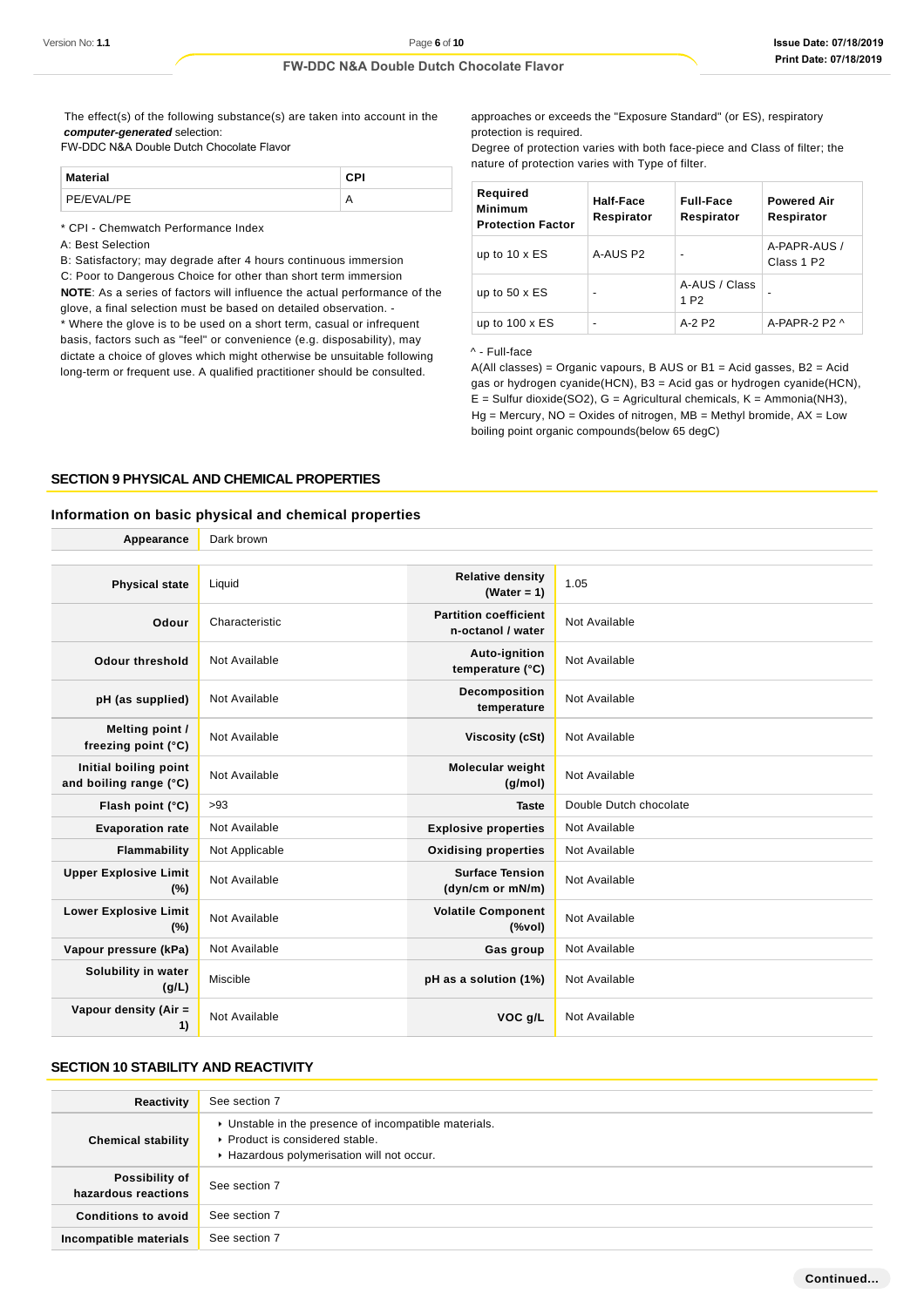The effect(s) of the following substance(s) are taken into account in the ***computer-generated*** selection:
FW-DDC N&A Double Dutch Chocolate Flavor

| Material | CPI |
|---|---|
| PE/EVAL/PE | A |

* CPI - Chemwatch Performance Index
A: Best Selection
B: Satisfactory; may degrade after 4 hours continuous immersion
C: Poor to Dangerous Choice for other than short term immersion
**NOTE**: As a series of factors will influence the actual performance of the glove, a final selection must be based on detailed observation. -
* Where the glove is to be used on a short term, casual or infrequent basis, factors such as "feel" or convenience (e.g. disposability), may dictate a choice of gloves which might otherwise be unsuitable following long-term or frequent use. A qualified practitioner should be consulted.

approaches or exceeds the "Exposure Standard" (or ES), respiratory protection is required.
Degree of protection varies with both face-piece and Class of filter; the nature of protection varies with Type of filter.

| Required Minimum Protection Factor | Half-Face Respirator | Full-Face Respirator | Powered Air Respirator |
|---|---|---|---|
| up to 10 x ES | A-AUS P2 | - | A-PAPR-AUS / Class 1 P2 |
| up to 50 x ES | - | A-AUS / Class 1 P2 | - |
| up to 100 x ES | - | A-2 P2 | A-PAPR-2 P2 ^ |

^ - Full-face
A(All classes) = Organic vapours, B AUS or B1 = Acid gasses, B2 = Acid gas or hydrogen cyanide(HCN), B3 = Acid gas or hydrogen cyanide(HCN), E = Sulfur dioxide($SO_2$), G = Agricultural chemicals, K = Ammonia($NH_3$), Hg = Mercury, NO = Oxides of nitrogen, MB = Methyl bromide, AX = Low boiling point organic compounds(below 65 degC)

## SECTION 9 PHYSICAL AND CHEMICAL PROPERTIES

### Information on basic physical and chemical properties

| | |
|---|---|
| **Appearance** | Dark brown |

| | | | |
|---|---|---|---|
| **Physical state** | Liquid | **Relative density (Water = 1)** | 1.05 |
| **Odour** | Characteristic | **Partition coefficient n-octanol / water** | Not Available |
| **Odour threshold** | Not Available | **Auto-ignition temperature (°C)** | Not Available |
| **pH (as supplied)** | Not Available | **Decomposition temperature** | Not Available |
| **Melting point / freezing point (°C)** | Not Available | **Viscosity (cSt)** | Not Available |
| **Initial boiling point and boiling range (°C)** | Not Available | **Molecular weight (g/mol)** | Not Available |
| **Flash point (°C)** | >93 | **Taste** | Double Dutch chocolate |
| **Evaporation rate** | Not Available | **Explosive properties** | Not Available |
| **Flammability** | Not Applicable | **Oxidising properties** | Not Available |
| **Upper Explosive Limit (%)** | Not Available | **Surface Tension (dyn/cm or mN/m)** | Not Available |
| **Lower Explosive Limit (%)** | Not Available | **Volatile Component (%vol)** | Not Available |
| **Vapour pressure (kPa)** | Not Available | **Gas group** | Not Available |
| **Solubility in water (g/L)** | Miscible | **pH as a solution (1%)** | Not Available |
| **Vapour density (Air = 1)** | Not Available | **VOC g/L** | Not Available |

## SECTION 10 STABILITY AND REACTIVITY

| | |
|---|---|
| **Reactivity** | See section 7 |
| **Chemical stability** | ‣ Unstable in the presence of incompatible materials.<br>‣ Product is considered stable.<br>‣ Hazardous polymerisation will not occur. |
| **Possibility of hazardous reactions** | See section 7 |
| **Conditions to avoid** | See section 7 |
| **Incompatible materials** | See section 7 |

Continued...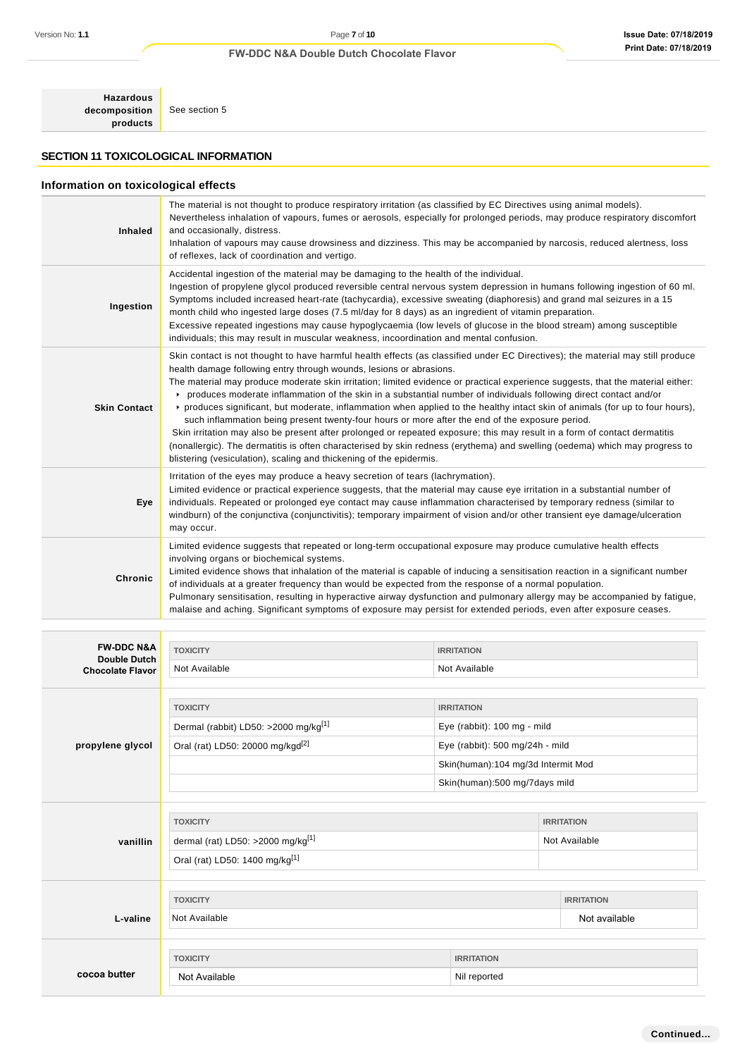| | |
|---|---|
| **Hazardous decomposition products** | See section 5 |

## SECTION 11 TOXICOLOGICAL INFORMATION

### Information on toxicological effects

| | |
|---|---|
| **Inhaled** | The material is not thought to produce respiratory irritation (as classified by EC Directives using animal models). Nevertheless inhalation of vapours, fumes or aerosols, especially for prolonged periods, may produce respiratory discomfort and occasionally, distress.<br>Inhalation of vapours may cause drowsiness and dizziness. This may be accompanied by narcosis, reduced alertness, loss of reflexes, lack of coordination and vertigo. |
| **Ingestion** | Accidental ingestion of the material may be damaging to the health of the individual.<br>Ingestion of propylene glycol produced reversible central nervous system depression in humans following ingestion of 60 ml. Symptoms included increased heart-rate (tachycardia), excessive sweating (diaphoresis) and grand mal seizures in a 15 month child who ingested large doses (7.5 ml/day for 8 days) as an ingredient of vitamin preparation.<br>Excessive repeated ingestions may cause hypoglycaemia (low levels of glucose in the blood stream) among susceptible individuals; this may result in muscular weakness, incoordination and mental confusion. |
| **Skin Contact** | Skin contact is not thought to have harmful health effects (as classified under EC Directives); the material may still produce health damage following entry through wounds, lesions or abrasions.<br>The material may produce moderate skin irritation; limited evidence or practical experience suggests, that the material either:<br>‣ produces moderate inflammation of the skin in a substantial number of individuals following direct contact and/or<br>‣ produces significant, but moderate, inflammation when applied to the healthy intact skin of animals (for up to four hours), such inflammation being present twenty-four hours or more after the end of the exposure period.<br>Skin irritation may also be present after prolonged or repeated exposure; this may result in a form of contact dermatitis (nonallergic). The dermatitis is often characterised by skin redness (erythema) and swelling (oedema) which may progress to blistering (vesiculation), scaling and thickening of the epidermis. |
| **Eye** | Irritation of the eyes may produce a heavy secretion of tears (lachrymation).<br>Limited evidence or practical experience suggests, that the material may cause eye irritation in a substantial number of individuals. Repeated or prolonged eye contact may cause inflammation characterised by temporary redness (similar to windburn) of the conjunctiva (conjunctivitis); temporary impairment of vision and/or other transient eye damage/ulceration may occur. |
| **Chronic** | Limited evidence suggests that repeated or long-term occupational exposure may produce cumulative health effects involving organs or biochemical systems.<br>Limited evidence shows that inhalation of the material is capable of inducing a sensitisation reaction in a significant number of individuals at a greater frequency than would be expected from the response of a normal population.<br>Pulmonary sensitisation, resulting in hyperactive airway dysfunction and pulmonary allergy may be accompanied by fatigue, malaise and aching. Significant symptoms of exposure may persist for extended periods, even after exposure ceases. |

| | TOXICITY | IRRITATION |
|---|---|---|
| **FW-DDC N&A Double Dutch Chocolate Flavor** | Not Available | Not Available |

| | TOXICITY | IRRITATION |
|---|---|---|
| **propylene glycol** | Dermal (rabbit) LD50: >2000 mg/kg[1] | Eye (rabbit): 100 mg - mild |
| | Oral (rat) LD50: 20000 mg/kgd[2] | Eye (rabbit): 500 mg/24h - mild |
| | | Skin(human):104 mg/3d Intermit Mod |
| | | Skin(human):500 mg/7days mild |

| | TOXICITY | IRRITATION |
|---|---|---|
| **vanillin** | dermal (rat) LD50: >2000 mg/kg[1] | Not Available |
| | Oral (rat) LD50: 1400 mg/kg[1] | |

| | TOXICITY | IRRITATION |
|---|---|---|
| **L-valine** | Not Available | Not available |

| | TOXICITY | IRRITATION |
|---|---|---|
| **cocoa butter** | Not Available | Nil reported |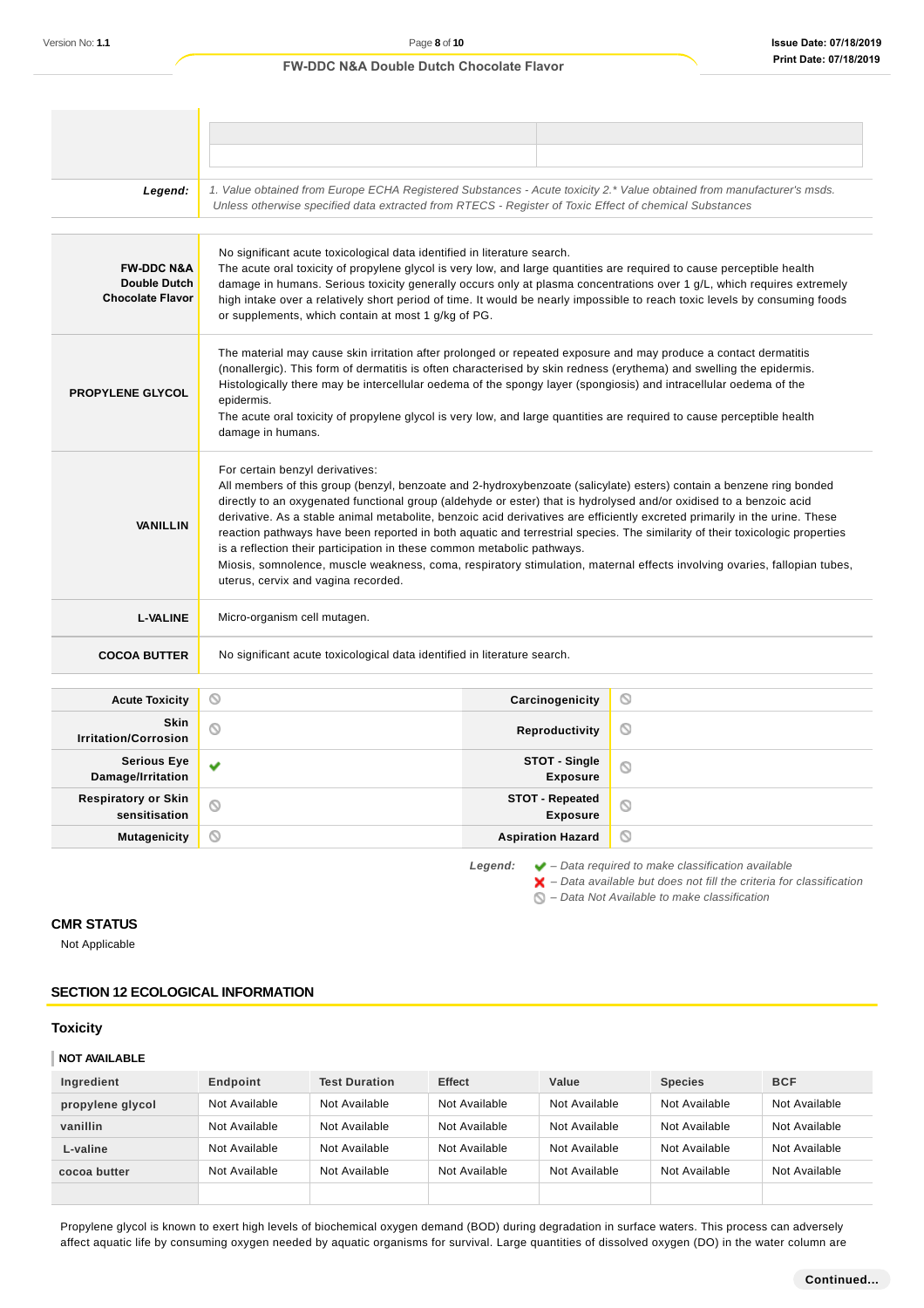| | | |
|---|---|---|
| | | |
| | | |
| **Legend:** | *1. Value obtained from Europe ECHA Registered Substances - Acute toxicity 2.* Value obtained from manufacturer's msds. Unless otherwise specified data extracted from RTECS - Register of Toxic Effect of chemical Substances* | |

| | |
|---|---|
| **FW-DDC N&A Double Dutch Chocolate Flavor** | No significant acute toxicological data identified in literature search. The acute oral toxicity of propylene glycol is very low, and large quantities are required to cause perceptible health damage in humans. Serious toxicity generally occurs only at plasma concentrations over 1 g/L, which requires extremely high intake over a relatively short period of time. It would be nearly impossible to reach toxic levels by consuming foods or supplements, which contain at most 1 g/kg of PG. |
| **PROPYLENE GLYCOL** | The material may cause skin irritation after prolonged or repeated exposure and may produce a contact dermatitis (nonallergic). This form of dermatitis is often characterised by skin redness (erythema) and swelling the epidermis. Histologically there may be intercellular oedema of the spongy layer (spongiosis) and intracellular oedema of the epidermis. The acute oral toxicity of propylene glycol is very low, and large quantities are required to cause perceptible health damage in humans. |
| **VANILLIN** | For certain benzyl derivatives: All members of this group (benzyl, benzoate and 2-hydroxybenzoate (salicylate) esters) contain a benzene ring bonded directly to an oxygenated functional group (aldehyde or ester) that is hydrolysed and/or oxidised to a benzoic acid derivative. As a stable animal metabolite, benzoic acid derivatives are efficiently excreted primarily in the urine. These reaction pathways have been reported in both aquatic and terrestrial species. The similarity of their toxicologic properties is a reflection their participation in these common metabolic pathways. Miosis, somnolence, muscle weakness, coma, respiratory stimulation, maternal effects involving ovaries, fallopian tubes, uterus, cervix and vagina recorded. |
| **L-VALINE** | Micro-organism cell mutagen. |
| **COCOA BUTTER** | No significant acute toxicological data identified in literature search. |

| | | | |
|---|---|---|---|
| **Acute Toxicity** | ⦸ | **Carcinogenicity** | ⦸ |
| **Skin Irritation/Corrosion** | ⦸ | **Reproductivity** | ⦸ |
| **Serious Eye Damage/Irritation** | ✔ | **STOT - Single Exposure** | ⦸ |
| **Respiratory or Skin sensitisation** | ⦸ | **STOT - Repeated Exposure** | ⦸ |
| **Mutagenicity** | ⦸ | **Aspiration Hazard** | ⦸ |

*Legend:*
✔ – *Data required to make classification available*
✘ – *Data available but does not fill the criteria for classification*
⦸ – *Data Not Available to make classification*

### CMR STATUS

Not Applicable

## SECTION 12 ECOLOGICAL INFORMATION

### Toxicity

**NOT AVAILABLE**

| Ingredient | Endpoint | Test Duration | Effect | Value | Species | BCF |
|---|---|---|---|---|---|---|
| propylene glycol | Not Available | Not Available | Not Available | Not Available | Not Available | Not Available |
| vanillin | Not Available | Not Available | Not Available | Not Available | Not Available | Not Available |
| L-valine | Not Available | Not Available | Not Available | Not Available | Not Available | Not Available |
| cocoa butter | Not Available | Not Available | Not Available | Not Available | Not Available | Not Available |
| | | | | | | |

Propylene glycol is known to exert high levels of biochemical oxygen demand (BOD) during degradation in surface waters. This process can adversely affect aquatic life by consuming oxygen needed by aquatic organisms for survival. Large quantities of dissolved oxygen (DO) in the water column are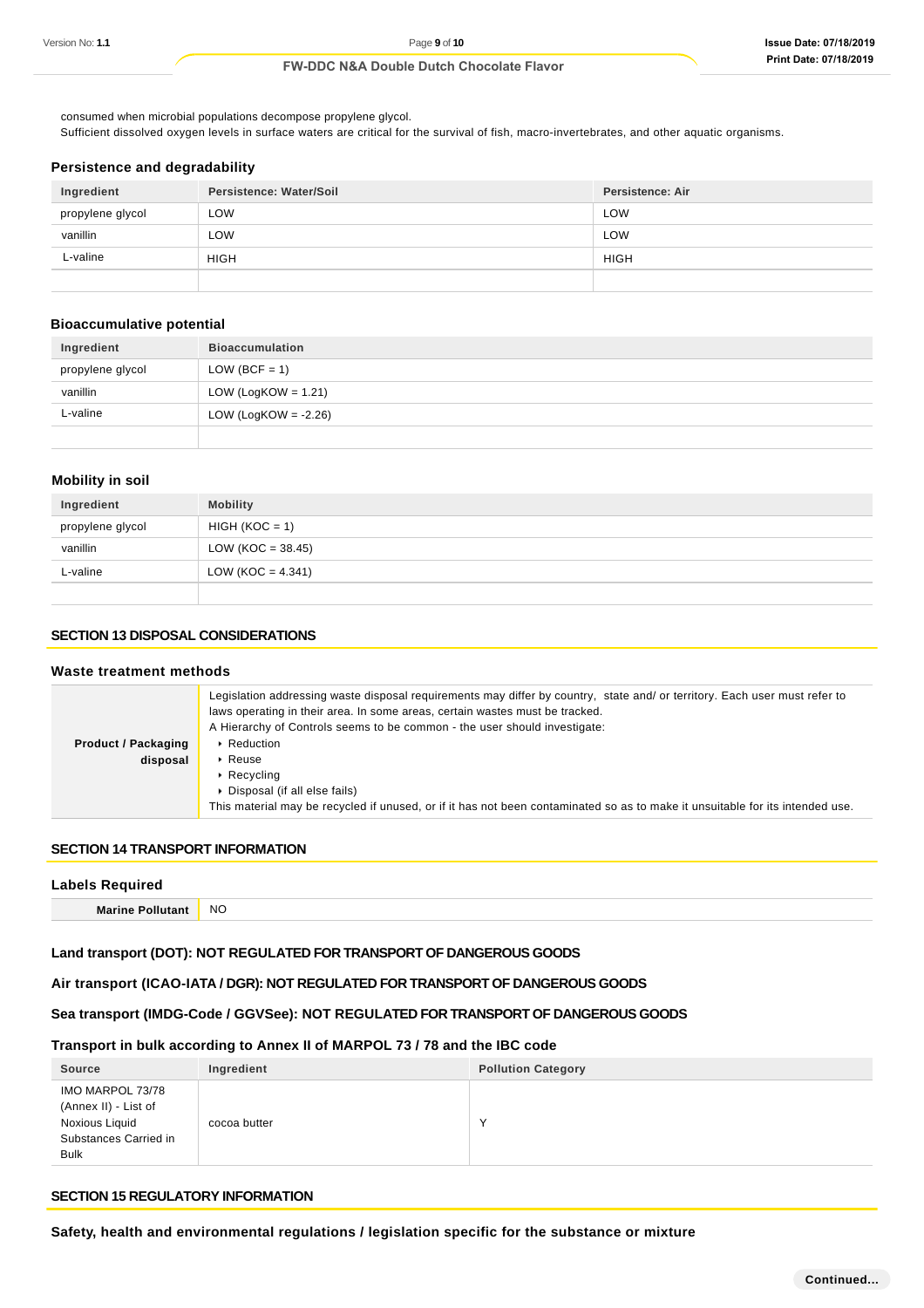consumed when microbial populations decompose propylene glycol.
Sufficient dissolved oxygen levels in surface waters are critical for the survival of fish, macro-invertebrates, and other aquatic organisms.

### Persistence and degradability

| Ingredient | Persistence: Water/Soil | Persistence: Air |
| --- | --- | --- |
| propylene glycol | LOW | LOW |
| vanillin | LOW | LOW |
| L-valine | HIGH | HIGH |
| | | |

### Bioaccumulative potential

| Ingredient | Bioaccumulation |
| --- | --- |
| propylene glycol | LOW (BCF = 1) |
| vanillin | LOW (LogKOW = 1.21) |
| L-valine | LOW (LogKOW = -2.26) |
| | |

### Mobility in soil

| Ingredient | Mobility |
| --- | --- |
| propylene glycol | HIGH (KOC = 1) |
| vanillin | LOW (KOC = 38.45) |
| L-valine | LOW (KOC = 4.341) |
| | |

## SECTION 13 DISPOSAL CONSIDERATIONS

### Waste treatment methods

| | |
| --- | --- |
| **Product / Packaging disposal** | Legislation addressing waste disposal requirements may differ by country, state and/ or territory. Each user must refer to laws operating in their area. In some areas, certain wastes must be tracked.<br>A Hierarchy of Controls seems to be common - the user should investigate:<br>▸ Reduction<br>▸ Reuse<br>▸ Recycling<br>▸ Disposal (if all else fails)<br>This material may be recycled if unused, or if it has not been contaminated so as to make it unsuitable for its intended use. |

## SECTION 14 TRANSPORT INFORMATION

### Labels Required

| | |
| --- | --- |
| **Marine Pollutant** | NO |

### Land transport (DOT): NOT REGULATED FOR TRANSPORT OF DANGEROUS GOODS

### Air transport (ICAO-IATA / DGR): NOT REGULATED FOR TRANSPORT OF DANGEROUS GOODS

### Sea transport (IMDG-Code / GGVSee): NOT REGULATED FOR TRANSPORT OF DANGEROUS GOODS

### Transport in bulk according to Annex II of MARPOL 73 / 78 and the IBC code

| Source | Ingredient | Pollution Category |
| --- | --- | --- |
| IMO MARPOL 73/78 (Annex II) - List of Noxious Liquid Substances Carried in Bulk | cocoa butter | Y |

## SECTION 15 REGULATORY INFORMATION

### Safety, health and environmental regulations / legislation specific for the substance or mixture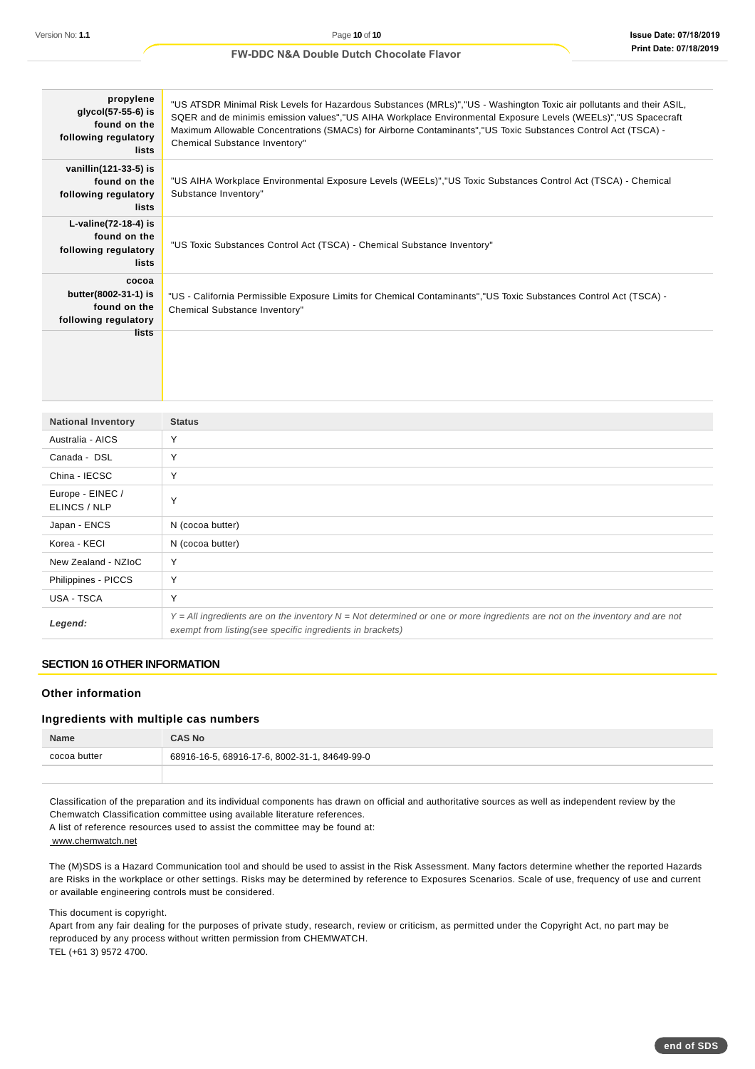| | |
|---|---|
| **propylene glycol(57-55-6) is found on the following regulatory lists** | "US ATSDR Minimal Risk Levels for Hazardous Substances (MRLs)","US - Washington Toxic air pollutants and their ASIL, SQER and de minimis emission values","US AIHA Workplace Environmental Exposure Levels (WEELs)","US Spacecraft Maximum Allowable Concentrations (SMACs) for Airborne Contaminants","US Toxic Substances Control Act (TSCA) - Chemical Substance Inventory" |
| **vanillin(121-33-5) is found on the following regulatory lists** | "US AIHA Workplace Environmental Exposure Levels (WEELs)","US Toxic Substances Control Act (TSCA) - Chemical Substance Inventory" |
| **L-valine(72-18-4) is found on the following regulatory lists** | "US Toxic Substances Control Act (TSCA) - Chemical Substance Inventory" |
| **cocoa butter(8002-31-1) is found on the following regulatory lists** | "US - California Permissible Exposure Limits for Chemical Contaminants","US Toxic Substances Control Act (TSCA) - Chemical Substance Inventory" |

| National Inventory | Status |
|---|---|
| Australia - AICS | Y |
| Canada - DSL | Y |
| China - IECSC | Y |
| Europe - EINEC / ELINCS / NLP | Y |
| Japan - ENCS | N (cocoa butter) |
| Korea - KECI | N (cocoa butter) |
| New Zealand - NZIoC | Y |
| Philippines - PICCS | Y |
| USA - TSCA | Y |
| ***Legend:*** | *Y = All ingredients are on the inventory N = Not determined or one or more ingredients are not on the inventory and are not exempt from listing(see specific ingredients in brackets)* |

## SECTION 16 OTHER INFORMATION

### Other information

### Ingredients with multiple cas numbers

| Name | CAS No |
|---|---|
| cocoa butter | 68916-16-5, 68916-17-6, 8002-31-1, 84649-99-0 |

Classification of the preparation and its individual components has drawn on official and authoritative sources as well as independent review by the Chemwatch Classification committee using available literature references.
A list of reference resources used to assist the committee may be found at:
www.chemwatch.net

The (M)SDS is a Hazard Communication tool and should be used to assist in the Risk Assessment. Many factors determine whether the reported Hazards are Risks in the workplace or other settings. Risks may be determined by reference to Exposures Scenarios. Scale of use, frequency of use and current or available engineering controls must be considered.

This document is copyright.
Apart from any fair dealing for the purposes of private study, research, review or criticism, as permitted under the Copyright Act, no part may be reproduced by any process without written permission from CHEMWATCH.
TEL (+61 3) 9572 4700.

end of SDS